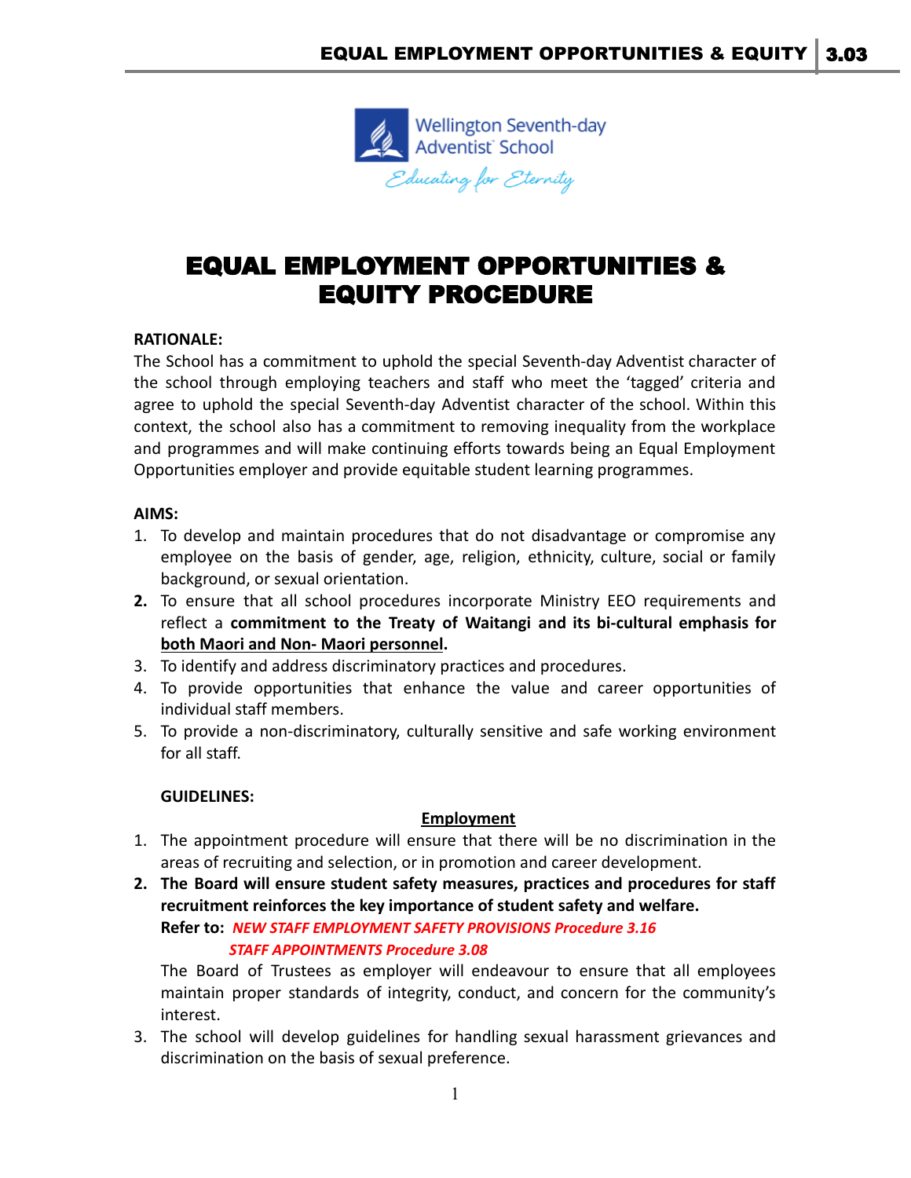# EQUAL EMPLOYMENT OPPORTUNITIES & EQUITY PROCEDURE

**RATIONALE:**

The School has a commitment to uphold the special Seventh-day Adventist character of the school through employing teachers and staff who meet the 'tagged' criteria and agree to uphold the special Seventh-day Adventist character of the school. Within this context, the school also has a commitment to removing inequality from the workplace and programmes and will make continuing efforts towards being an Equal Employment Opportunities employer and provide equitable student learning programmes.

**AIMS:**

1. To develop and maintain procedures that do not disadvantage or compromise any employee on the basis of gender, age, religion, ethnicity, culture, social or family background, or sexual orientation.
2. To ensure that all school procedures incorporate Ministry EEO requirements and reflect a **commitment to the Treaty of Waitangi and its bi-cultural emphasis for <u>both Maori and Non- Maori personnel</u>.**
3. To identify and address discriminatory practices and procedures.
4. To provide opportunities that enhance the value and career opportunities of individual staff members.
5. To provide a non-discriminatory, culturally sensitive and safe working environment for all staff.

**GUIDELINES:**

**<u>Employment</u>**

1. The appointment procedure will ensure that there will be no discrimination in the areas of recruiting and selection, or in promotion and career development.
2. **The Board will ensure student safety measures, practices and procedures for staff recruitment reinforces the key importance of student safety and welfare.**
   **Refer to:** ***NEW STAFF EMPLOYMENT SAFETY PROVISIONS Procedure 3.16***
   ***STAFF APPOINTMENTS Procedure 3.08***

   The Board of Trustees as employer will endeavour to ensure that all employees maintain proper standards of integrity, conduct, and concern for the community's interest.
3. The school will develop guidelines for handling sexual harassment grievances and discrimination on the basis of sexual preference.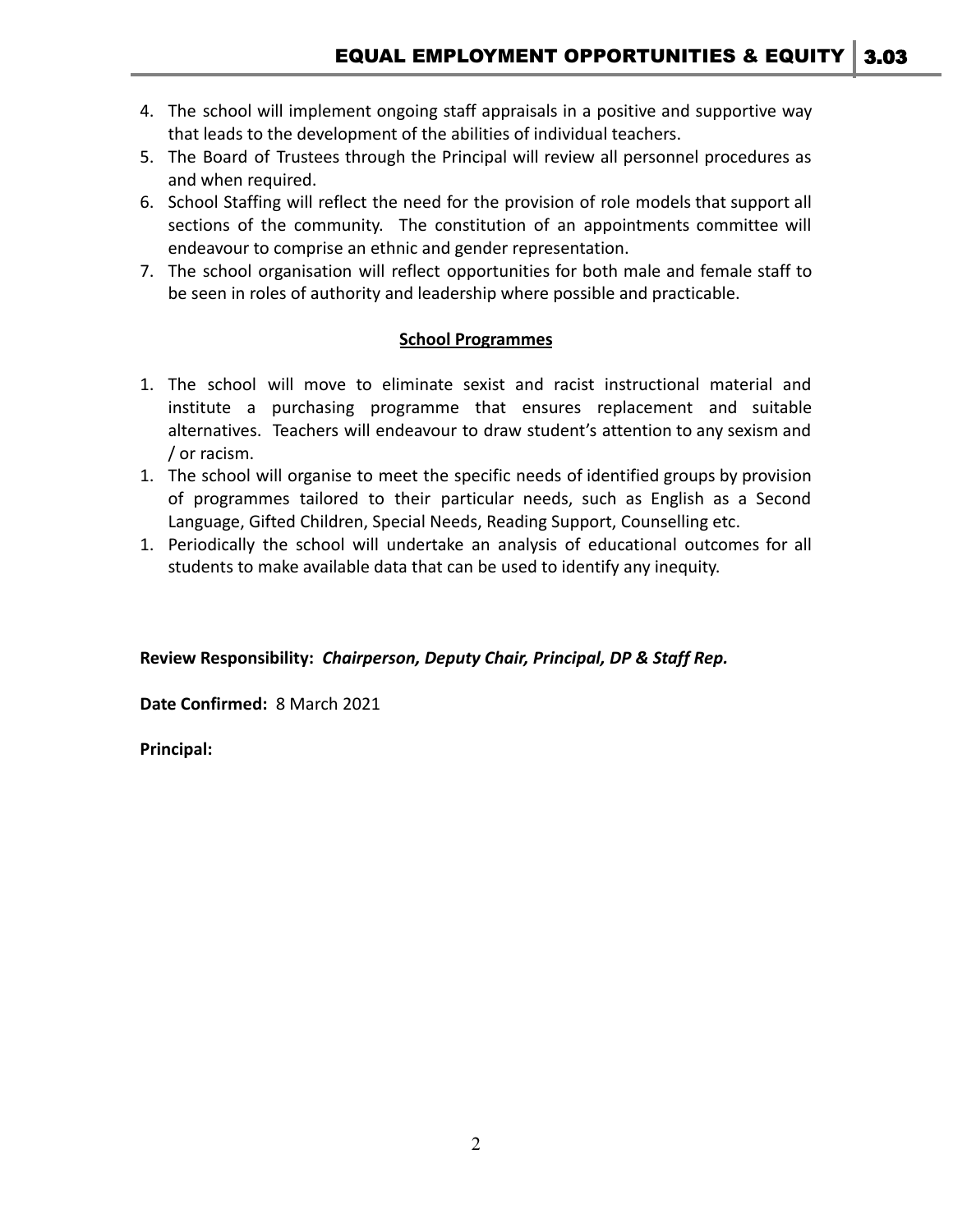4. The school will implement ongoing staff appraisals in a positive and supportive way that leads to the development of the abilities of individual teachers.
5. The Board of Trustees through the Principal will review all personnel procedures as and when required.
6. School Staffing will reflect the need for the provision of role models that support all sections of the community. The constitution of an appointments committee will endeavour to comprise an ethnic and gender representation.
7. The school organisation will reflect opportunities for both male and female staff to be seen in roles of authority and leadership where possible and practicable.

**<u>School Programmes</u>**

1. The school will move to eliminate sexist and racist instructional material and institute a purchasing programme that ensures replacement and suitable alternatives. Teachers will endeavour to draw student's attention to any sexism and / or racism.
1. The school will organise to meet the specific needs of identified groups by provision of programmes tailored to their particular needs, such as English as a Second Language, Gifted Children, Special Needs, Reading Support, Counselling etc.
1. Periodically the school will undertake an analysis of educational outcomes for all students to make available data that can be used to identify any inequity.

**Review Responsibility:** ***Chairperson, Deputy Chair, Principal, DP & Staff Rep.***

**Date Confirmed:** 8 March 2021

**Principal:**